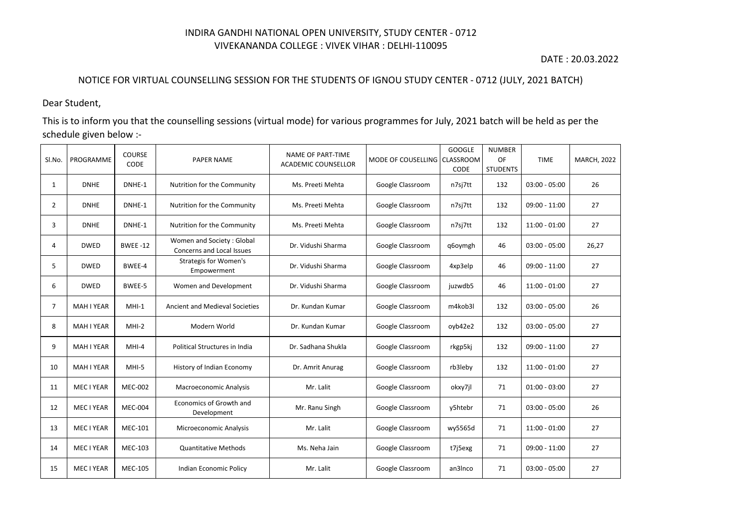INDIRA GANDHI NATIONAL OPEN UNIVERSITY, STUDY CENTER - 0712
VIVEKANANDA COLLEGE : VIVEK VIHAR : DELHI-110095

DATE : 20.03.2022

NOTICE FOR VIRTUAL COUNSELLING SESSION FOR THE STUDENTS OF IGNOU STUDY CENTER - 0712 (JULY, 2021 BATCH)

Dear Student,

This is to inform you that the counselling sessions (virtual mode) for various programmes for July, 2021 batch will be held as per the schedule given below :-

| Sl.No. | PROGRAMME | COURSE CODE | PAPER NAME | NAME OF PART-TIME ACADEMIC COUNSELLOR | MODE OF COUSELLING | GOOGLE CLASSROOM CODE | NUMBER OF STUDENTS | TIME | MARCH, 2022 |
|---|---|---|---|---|---|---|---|---|---|
| 1 | DNHE | DNHE-1 | Nutrition for the Community | Ms. Preeti Mehta | Google Classroom | n7sj7tt | 132 | 03:00 - 05:00 | 26 |
| 2 | DNHE | DNHE-1 | Nutrition for the Community | Ms. Preeti Mehta | Google Classroom | n7sj7tt | 132 | 09:00 - 11:00 | 27 |
| 3 | DNHE | DNHE-1 | Nutrition for the Community | Ms. Preeti Mehta | Google Classroom | n7sj7tt | 132 | 11:00 - 01:00 | 27 |
| 4 | DWED | BWEE -12 | Women and Society : Global Concerns and Local Issues | Dr. Vidushi Sharma | Google Classroom | q6oymgh | 46 | 03:00 - 05:00 | 26,27 |
| 5 | DWED | BWEE-4 | Strategis for Women's Empowerment | Dr. Vidushi Sharma | Google Classroom | 4xp3elp | 46 | 09:00 - 11:00 | 27 |
| 6 | DWED | BWEE-5 | Women and Development | Dr. Vidushi Sharma | Google Classroom | juzwdb5 | 46 | 11:00 - 01:00 | 27 |
| 7 | MAH I YEAR | MHI-1 | Ancient and Medieval Societies | Dr. Kundan Kumar | Google Classroom | m4kob3l | 132 | 03:00 - 05:00 | 26 |
| 8 | MAH I YEAR | MHI-2 | Modern World | Dr. Kundan Kumar | Google Classroom | oyb42e2 | 132 | 03:00 - 05:00 | 27 |
| 9 | MAH I YEAR | MHI-4 | Political Structures in India | Dr. Sadhana Shukla | Google Classroom | rkgp5kj | 132 | 09:00 - 11:00 | 27 |
| 10 | MAH I YEAR | MHI-5 | History of Indian Economy | Dr. Amrit Anurag | Google Classroom | rb3leby | 132 | 11:00 - 01:00 | 27 |
| 11 | MEC I YEAR | MEC-002 | Macroeconomic Analysis | Mr. Lalit | Google Classroom | okxy7jl | 71 | 01:00 - 03:00 | 27 |
| 12 | MEC I YEAR | MEC-004 | Economics of Growth and Development | Mr. Ranu Singh | Google Classroom | y5htebr | 71 | 03:00 - 05:00 | 26 |
| 13 | MEC I YEAR | MEC-101 | Microeconomic Analysis | Mr. Lalit | Google Classroom | wy5565d | 71 | 11:00 - 01:00 | 27 |
| 14 | MEC I YEAR | MEC-103 | Quantitative Methods | Ms. Neha Jain | Google Classroom | t7j5exg | 71 | 09:00 - 11:00 | 27 |
| 15 | MEC I YEAR | MEC-105 | Indian Economic Policy | Mr. Lalit | Google Classroom | an3lnco | 71 | 03:00 - 05:00 | 27 |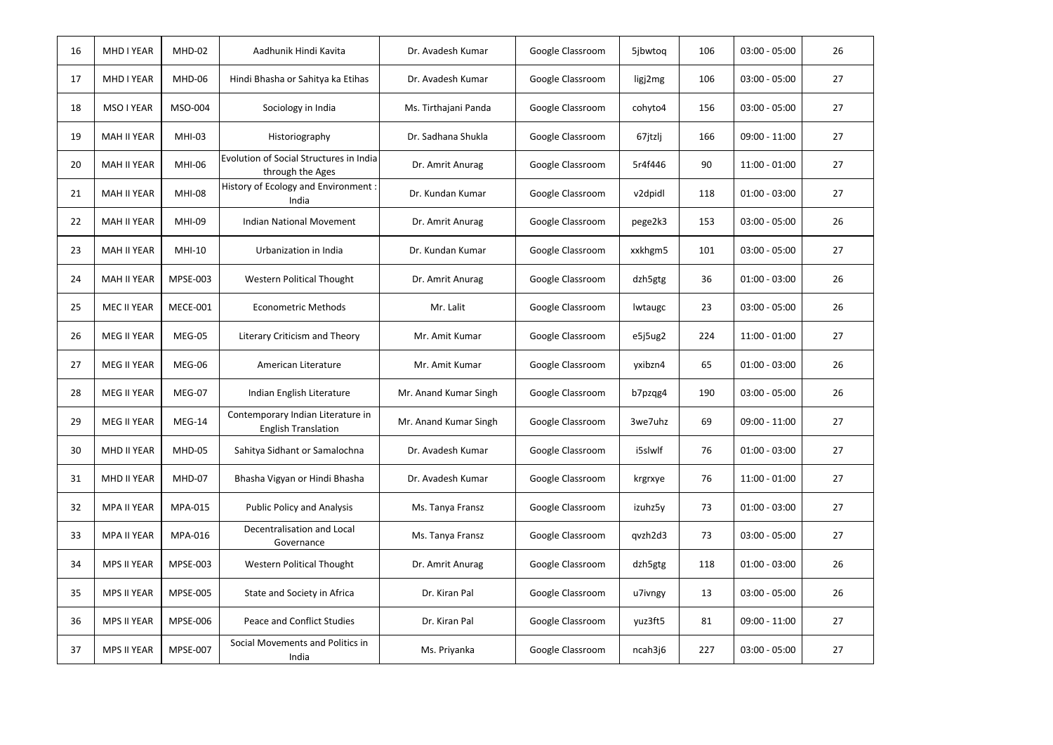| 16 | MHD I YEAR | MHD-02 | Aadhunik Hindi Kavita | Dr. Avadesh Kumar | Google Classroom | 5jbwtoq | 106 | 03:00 - 05:00 | 26 |
|---|---|---|---|---|---|---|---|---|---|
| 17 | MHD I YEAR | MHD-06 | Hindi Bhasha or Sahitya ka Etihas | Dr. Avadesh Kumar | Google Classroom | ligj2mg | 106 | 03:00 - 05:00 | 27 |
| 18 | MSO I YEAR | MSO-004 | Sociology in India | Ms. Tirthajani Panda | Google Classroom | cohyto4 | 156 | 03:00 - 05:00 | 27 |
| 19 | MAH II YEAR | MHI-03 | Historiography | Dr. Sadhana Shukla | Google Classroom | 67jtzlj | 166 | 09:00 - 11:00 | 27 |
| 20 | MAH II YEAR | MHI-06 | Evolution of Social Structures in India through the Ages | Dr. Amrit Anurag | Google Classroom | 5r4f446 | 90 | 11:00 - 01:00 | 27 |
| 21 | MAH II YEAR | MHI-08 | History of Ecology and Environment : India | Dr. Kundan Kumar | Google Classroom | v2dpidl | 118 | 01:00 - 03:00 | 27 |
| 22 | MAH II YEAR | MHI-09 | Indian National Movement | Dr. Amrit Anurag | Google Classroom | pege2k3 | 153 | 03:00 - 05:00 | 26 |
| 23 | MAH II YEAR | MHI-10 | Urbanization in India | Dr. Kundan Kumar | Google Classroom | xxhgm5 | 101 | 03:00 - 05:00 | 27 |
| 24 | MAH II YEAR | MPSE-003 | Western Political Thought | Dr. Amrit Anurag | Google Classroom | dzh5gtg | 36 | 01:00 - 03:00 | 26 |
| 25 | MEC II YEAR | MECE-001 | Econometric Methods | Mr. Lalit | Google Classroom | lwtaugc | 23 | 03:00 - 05:00 | 26 |
| 26 | MEG II YEAR | MEG-05 | Literary Criticism and Theory | Mr. Amit Kumar | Google Classroom | e5j5ug2 | 224 | 11:00 - 01:00 | 27 |
| 27 | MEG II YEAR | MEG-06 | American Literature | Mr. Amit Kumar | Google Classroom | yxibzn4 | 65 | 01:00 - 03:00 | 26 |
| 28 | MEG II YEAR | MEG-07 | Indian English Literature | Mr. Anand Kumar Singh | Google Classroom | b7pzqg4 | 190 | 03:00 - 05:00 | 26 |
| 29 | MEG II YEAR | MEG-14 | Contemporary Indian Literature in English Translation | Mr. Anand Kumar Singh | Google Classroom | 3we7uhz | 69 | 09:00 - 11:00 | 27 |
| 30 | MHD II YEAR | MHD-05 | Sahitya Sidhant or Samalochna | Dr. Avadesh Kumar | Google Classroom | i5slwlf | 76 | 01:00 - 03:00 | 27 |
| 31 | MHD II YEAR | MHD-07 | Bhasha Vigyan or Hindi Bhasha | Dr. Avadesh Kumar | Google Classroom | krgrxye | 76 | 11:00 - 01:00 | 27 |
| 32 | MPA II YEAR | MPA-015 | Public Policy and Analysis | Ms. Tanya Fransz | Google Classroom | izuhz5y | 73 | 01:00 - 03:00 | 27 |
| 33 | MPA II YEAR | MPA-016 | Decentralisation and Local Governance | Ms. Tanya Fransz | Google Classroom | qvzh2d3 | 73 | 03:00 - 05:00 | 27 |
| 34 | MPS II YEAR | MPSE-003 | Western Political Thought | Dr. Amrit Anurag | Google Classroom | dzh5gtg | 118 | 01:00 - 03:00 | 26 |
| 35 | MPS II YEAR | MPSE-005 | State and Society in Africa | Dr. Kiran Pal | Google Classroom | u7ivngy | 13 | 03:00 - 05:00 | 26 |
| 36 | MPS II YEAR | MPSE-006 | Peace and Conflict Studies | Dr. Kiran Pal | Google Classroom | yuz3ft5 | 81 | 09:00 - 11:00 | 27 |
| 37 | MPS II YEAR | MPSE-007 | Social Movements and Politics in India | Ms. Priyanka | Google Classroom | ncah3j6 | 227 | 03:00 - 05:00 | 27 |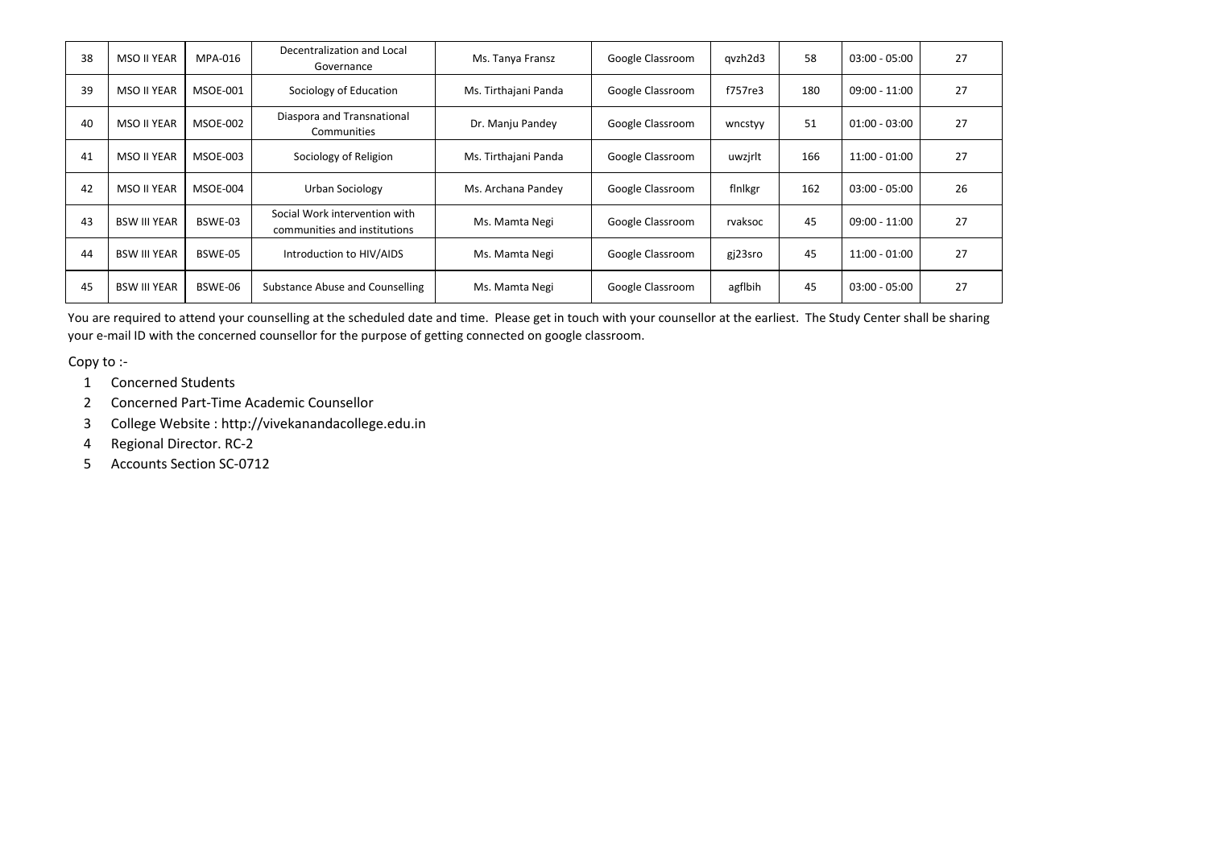| | | | | | | | | | |
|---|---|---|---|---|---|---|---|---|---|
| 38 | MSO II YEAR | MPA-016 | Decentralization and Local Governance | Ms. Tanya Fransz | Google Classroom | qvzh2d3 | 58 | 03:00 - 05:00 | 27 |
| 39 | MSO II YEAR | MSOE-001 | Sociology of Education | Ms. Tirthajani Panda | Google Classroom | f757re3 | 180 | 09:00 - 11:00 | 27 |
| 40 | MSO II YEAR | MSOE-002 | Diaspora and Transnational Communities | Dr. Manju Pandey | Google Classroom | wncstyy | 51 | 01:00 - 03:00 | 27 |
| 41 | MSO II YEAR | MSOE-003 | Sociology of Religion | Ms. Tirthajani Panda | Google Classroom | uwzjrlt | 166 | 11:00 - 01:00 | 27 |
| 42 | MSO II YEAR | MSOE-004 | Urban Sociology | Ms. Archana Pandey | Google Classroom | flnlkgr | 162 | 03:00 - 05:00 | 26 |
| 43 | BSW III YEAR | BSWE-03 | Social Work intervention with communities and institutions | Ms. Mamta Negi | Google Classroom | rvaksoc | 45 | 09:00 - 11:00 | 27 |
| 44 | BSW III YEAR | BSWE-05 | Introduction to HIV/AIDS | Ms. Mamta Negi | Google Classroom | gj23sro | 45 | 11:00 - 01:00 | 27 |
| 45 | BSW III YEAR | BSWE-06 | Substance Abuse and Counselling | Ms. Mamta Negi | Google Classroom | agflbih | 45 | 03:00 - 05:00 | 27 |

You are required to attend your counselling at the scheduled date and time. Please get in touch with your counsellor at the earliest. The Study Center shall be sharing your e-mail ID with the concerned counsellor for the purpose of getting connected on google classroom.

Copy to :-

1. Concerned Students
2. Concerned Part-Time Academic Counsellor
3. College Website : http://vivekanandacollege.edu.in
4. Regional Director. RC-2
5. Accounts Section SC-0712